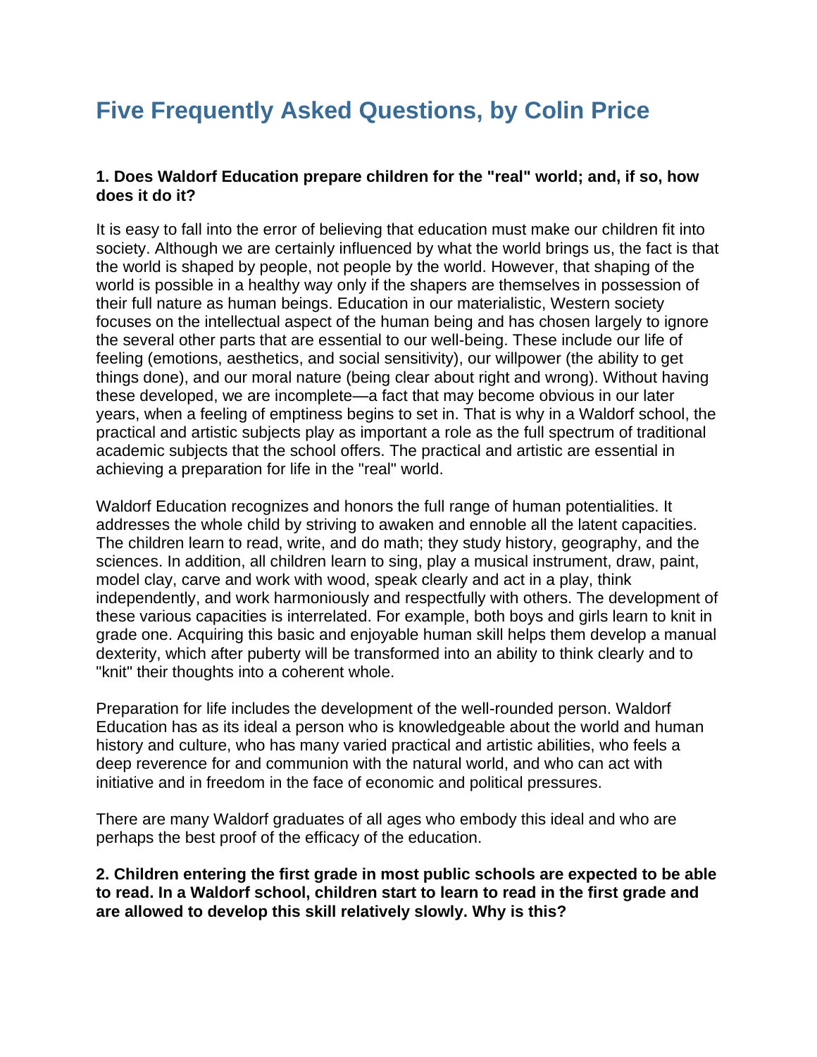# Five Frequently Asked Questions, by Colin Price

**1. Does Waldorf Education prepare children for the "real" world; and, if so, how does it do it?**

It is easy to fall into the error of believing that education must make our children fit into society. Although we are certainly influenced by what the world brings us, the fact is that the world is shaped by people, not people by the world. However, that shaping of the world is possible in a healthy way only if the shapers are themselves in possession of their full nature as human beings. Education in our materialistic, Western society focuses on the intellectual aspect of the human being and has chosen largely to ignore the several other parts that are essential to our well-being. These include our life of feeling (emotions, aesthetics, and social sensitivity), our willpower (the ability to get things done), and our moral nature (being clear about right and wrong). Without having these developed, we are incomplete—a fact that may become obvious in our later years, when a feeling of emptiness begins to set in. That is why in a Waldorf school, the practical and artistic subjects play as important a role as the full spectrum of traditional academic subjects that the school offers. The practical and artistic are essential in achieving a preparation for life in the "real" world.

Waldorf Education recognizes and honors the full range of human potentialities. It addresses the whole child by striving to awaken and ennoble all the latent capacities. The children learn to read, write, and do math; they study history, geography, and the sciences. In addition, all children learn to sing, play a musical instrument, draw, paint, model clay, carve and work with wood, speak clearly and act in a play, think independently, and work harmoniously and respectfully with others. The development of these various capacities is interrelated. For example, both boys and girls learn to knit in grade one. Acquiring this basic and enjoyable human skill helps them develop a manual dexterity, which after puberty will be transformed into an ability to think clearly and to "knit" their thoughts into a coherent whole.

Preparation for life includes the development of the well-rounded person. Waldorf Education has as its ideal a person who is knowledgeable about the world and human history and culture, who has many varied practical and artistic abilities, who feels a deep reverence for and communion with the natural world, and who can act with initiative and in freedom in the face of economic and political pressures.

There are many Waldorf graduates of all ages who embody this ideal and who are perhaps the best proof of the efficacy of the education.

**2. Children entering the first grade in most public schools are expected to be able to read. In a Waldorf school, children start to learn to read in the first grade and are allowed to develop this skill relatively slowly. Why is this?**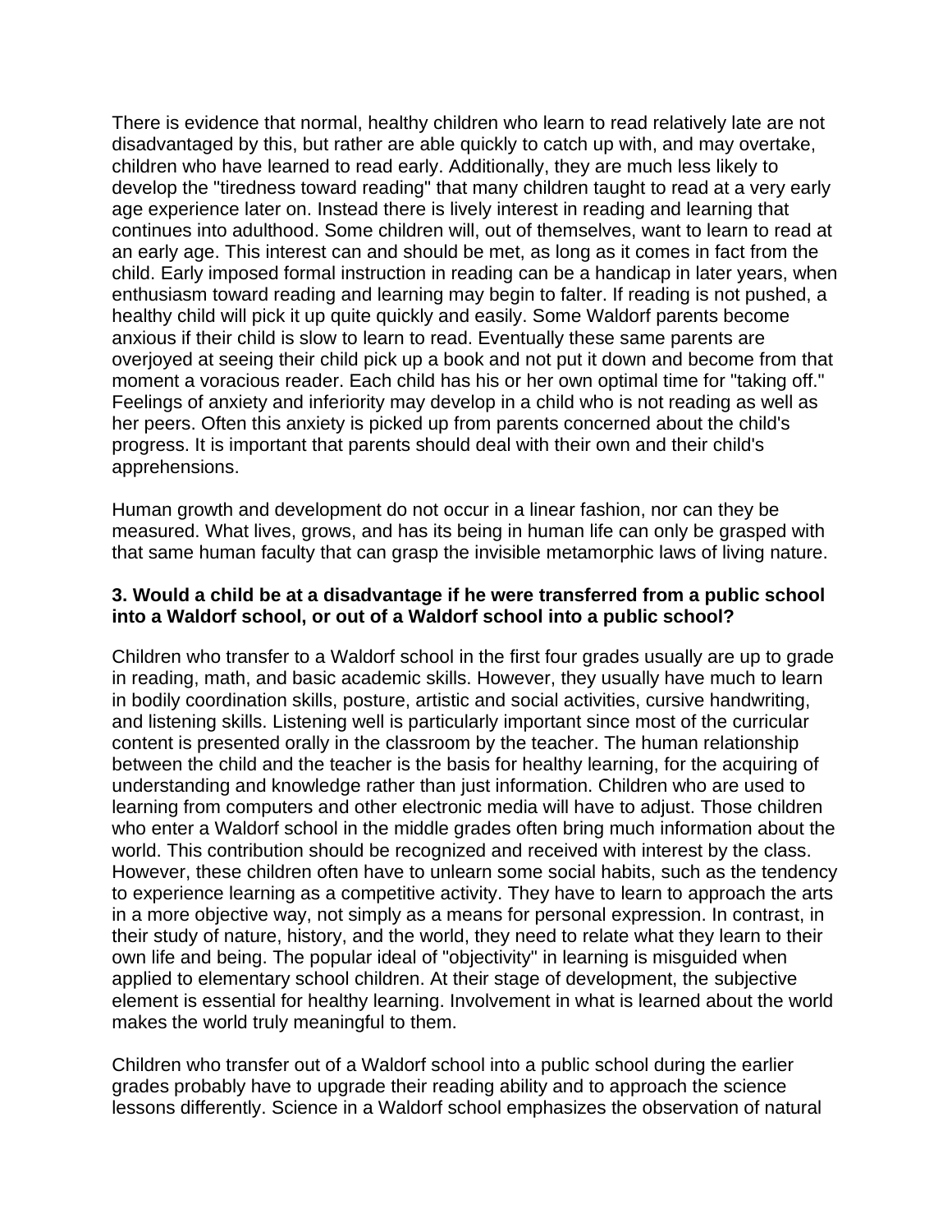There is evidence that normal, healthy children who learn to read relatively late are not disadvantaged by this, but rather are able quickly to catch up with, and may overtake, children who have learned to read early. Additionally, they are much less likely to develop the "tiredness toward reading" that many children taught to read at a very early age experience later on. Instead there is lively interest in reading and learning that continues into adulthood. Some children will, out of themselves, want to learn to read at an early age. This interest can and should be met, as long as it comes in fact from the child. Early imposed formal instruction in reading can be a handicap in later years, when enthusiasm toward reading and learning may begin to falter. If reading is not pushed, a healthy child will pick it up quite quickly and easily. Some Waldorf parents become anxious if their child is slow to learn to read. Eventually these same parents are overjoyed at seeing their child pick up a book and not put it down and become from that moment a voracious reader. Each child has his or her own optimal time for "taking off." Feelings of anxiety and inferiority may develop in a child who is not reading as well as her peers. Often this anxiety is picked up from parents concerned about the child's progress. It is important that parents should deal with their own and their child's apprehensions.

Human growth and development do not occur in a linear fashion, nor can they be measured. What lives, grows, and has its being in human life can only be grasped with that same human faculty that can grasp the invisible metamorphic laws of living nature.

**3. Would a child be at a disadvantage if he were transferred from a public school into a Waldorf school, or out of a Waldorf school into a public school?**

Children who transfer to a Waldorf school in the first four grades usually are up to grade in reading, math, and basic academic skills. However, they usually have much to learn in bodily coordination skills, posture, artistic and social activities, cursive handwriting, and listening skills. Listening well is particularly important since most of the curricular content is presented orally in the classroom by the teacher. The human relationship between the child and the teacher is the basis for healthy learning, for the acquiring of understanding and knowledge rather than just information. Children who are used to learning from computers and other electronic media will have to adjust. Those children who enter a Waldorf school in the middle grades often bring much information about the world. This contribution should be recognized and received with interest by the class. However, these children often have to unlearn some social habits, such as the tendency to experience learning as a competitive activity. They have to learn to approach the arts in a more objective way, not simply as a means for personal expression. In contrast, in their study of nature, history, and the world, they need to relate what they learn to their own life and being. The popular ideal of "objectivity" in learning is misguided when applied to elementary school children. At their stage of development, the subjective element is essential for healthy learning. Involvement in what is learned about the world makes the world truly meaningful to them.

Children who transfer out of a Waldorf school into a public school during the earlier grades probably have to upgrade their reading ability and to approach the science lessons differently. Science in a Waldorf school emphasizes the observation of natural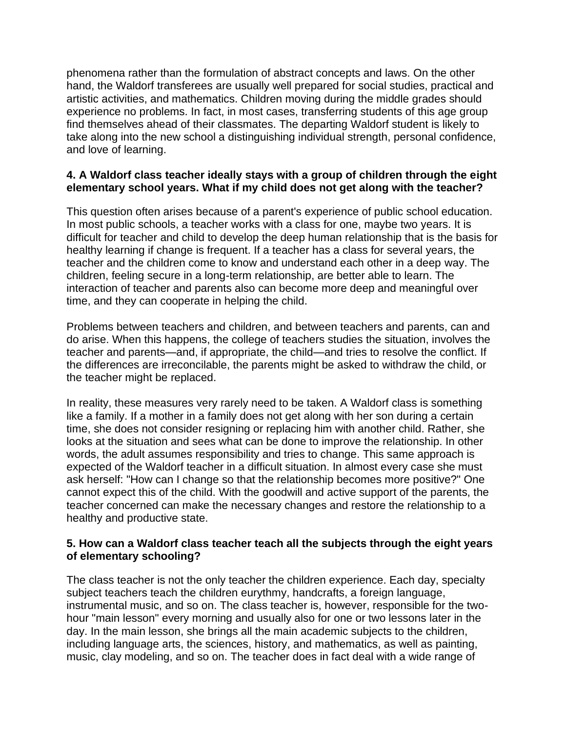phenomena rather than the formulation of abstract concepts and laws. On the other hand, the Waldorf transferees are usually well prepared for social studies, practical and artistic activities, and mathematics. Children moving during the middle grades should experience no problems. In fact, in most cases, transferring students of this age group find themselves ahead of their classmates. The departing Waldorf student is likely to take along into the new school a distinguishing individual strength, personal confidence, and love of learning.

**4. A Waldorf class teacher ideally stays with a group of children through the eight elementary school years. What if my child does not get along with the teacher?**

This question often arises because of a parent's experience of public school education. In most public schools, a teacher works with a class for one, maybe two years. It is difficult for teacher and child to develop the deep human relationship that is the basis for healthy learning if change is frequent. If a teacher has a class for several years, the teacher and the children come to know and understand each other in a deep way. The children, feeling secure in a long-term relationship, are better able to learn. The interaction of teacher and parents also can become more deep and meaningful over time, and they can cooperate in helping the child.

Problems between teachers and children, and between teachers and parents, can and do arise. When this happens, the college of teachers studies the situation, involves the teacher and parents—and, if appropriate, the child—and tries to resolve the conflict. If the differences are irreconcilable, the parents might be asked to withdraw the child, or the teacher might be replaced.

In reality, these measures very rarely need to be taken. A Waldorf class is something like a family. If a mother in a family does not get along with her son during a certain time, she does not consider resigning or replacing him with another child. Rather, she looks at the situation and sees what can be done to improve the relationship. In other words, the adult assumes responsibility and tries to change. This same approach is expected of the Waldorf teacher in a difficult situation. In almost every case she must ask herself: "How can I change so that the relationship becomes more positive?" One cannot expect this of the child. With the goodwill and active support of the parents, the teacher concerned can make the necessary changes and restore the relationship to a healthy and productive state.

**5. How can a Waldorf class teacher teach all the subjects through the eight years of elementary schooling?**

The class teacher is not the only teacher the children experience. Each day, specialty subject teachers teach the children eurythmy, handcrafts, a foreign language, instrumental music, and so on. The class teacher is, however, responsible for the two-hour "main lesson" every morning and usually also for one or two lessons later in the day. In the main lesson, she brings all the main academic subjects to the children, including language arts, the sciences, history, and mathematics, as well as painting, music, clay modeling, and so on. The teacher does in fact deal with a wide range of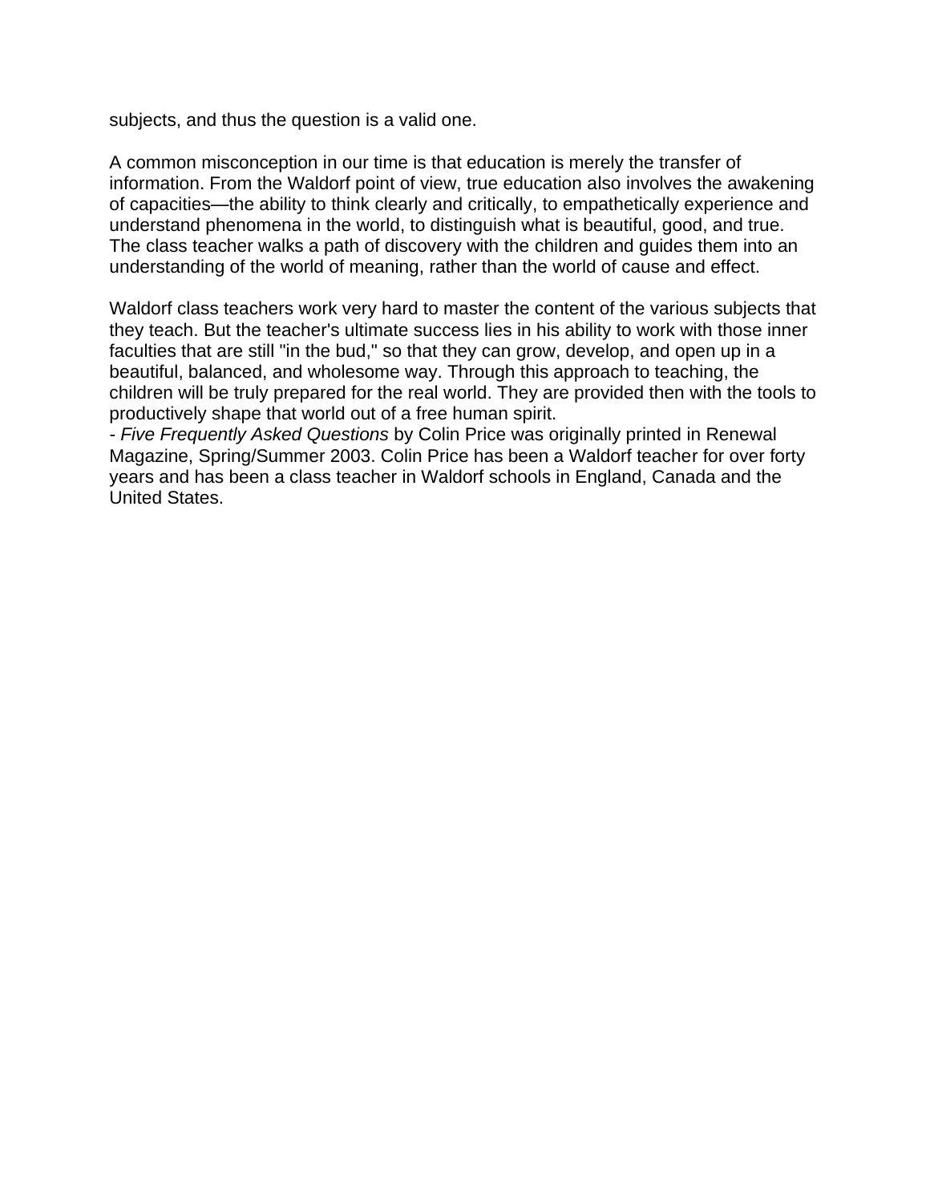subjects, and thus the question is a valid one.

A common misconception in our time is that education is merely the transfer of information. From the Waldorf point of view, true education also involves the awakening of capacities—the ability to think clearly and critically, to empathetically experience and understand phenomena in the world, to distinguish what is beautiful, good, and true. The class teacher walks a path of discovery with the children and guides them into an understanding of the world of meaning, rather than the world of cause and effect.

Waldorf class teachers work very hard to master the content of the various subjects that they teach. But the teacher's ultimate success lies in his ability to work with those inner faculties that are still "in the bud," so that they can grow, develop, and open up in a beautiful, balanced, and wholesome way. Through this approach to teaching, the children will be truly prepared for the real world. They are provided then with the tools to productively shape that world out of a free human spirit.
- *Five Frequently Asked Questions* by Colin Price was originally printed in Renewal Magazine, Spring/Summer 2003. Colin Price has been a Waldorf teacher for over forty years and has been a class teacher in Waldorf schools in England, Canada and the United States.